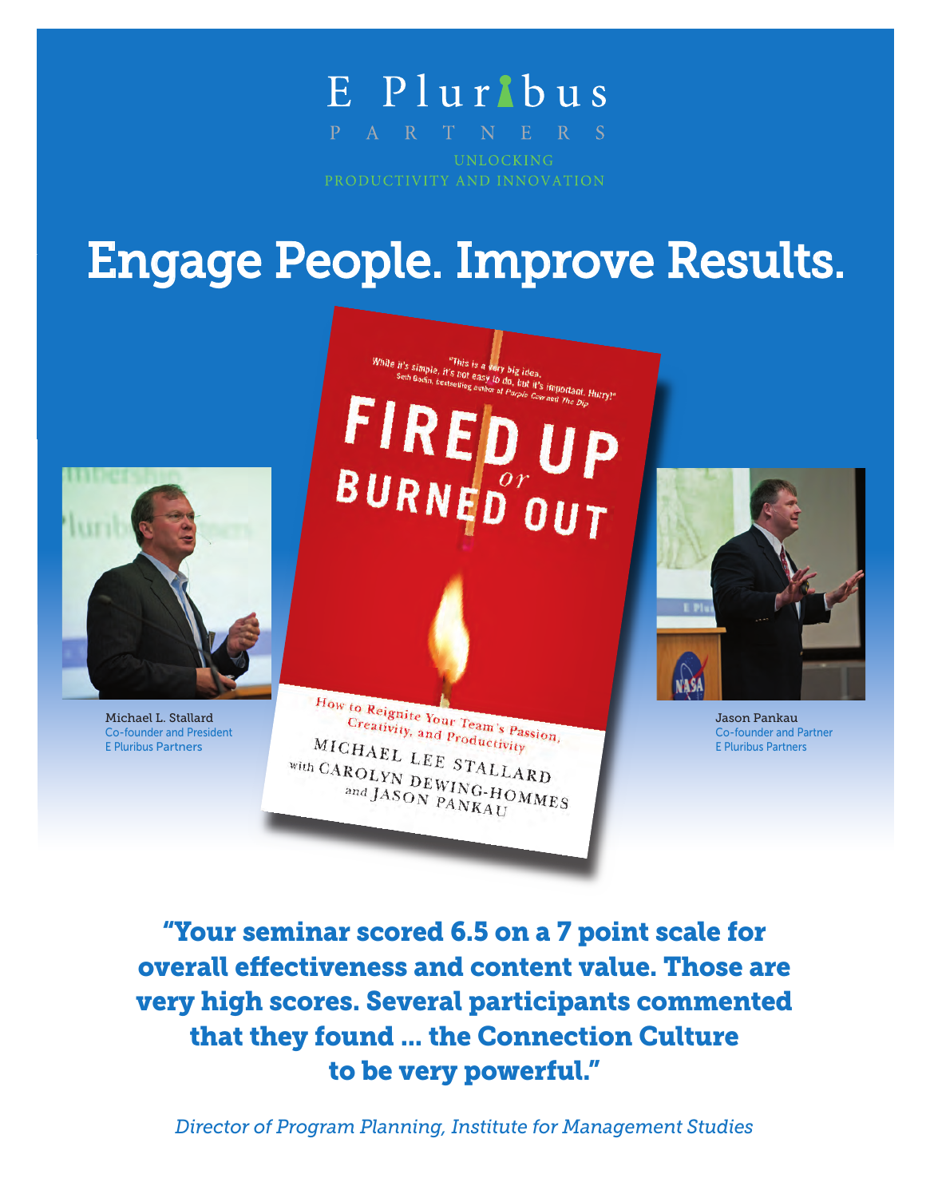E Pluribus

PARTNERS

UNLOCKING
PRODUCTIVITY AND INNOVATION

# Engage People. Improve Results.

Michael L. Stallard
Co-founder and President
E Pluribus Partners

"This is a very big idea. While it's simple, it's not easy to do, but it's important. Hurry!"
Seth Godin, bestselling author of *Purple Cow* and *The Dip*

FIRED UP or BURNED OUT

How to Reignite Your Team's Passion, Creativity, and Productivity

MICHAEL LEE STALLARD
with CAROLYN DEWING-HOMMES
and JASON PANKAU

Jason Pankau
Co-founder and Partner
E Pluribus Partners

**"Your seminar scored 6.5 on a 7 point scale for overall effectiveness and content value. Those are very high scores. Several participants commented that they found ... the Connection Culture to be very powerful."**

*Director of Program Planning, Institute for Management Studies*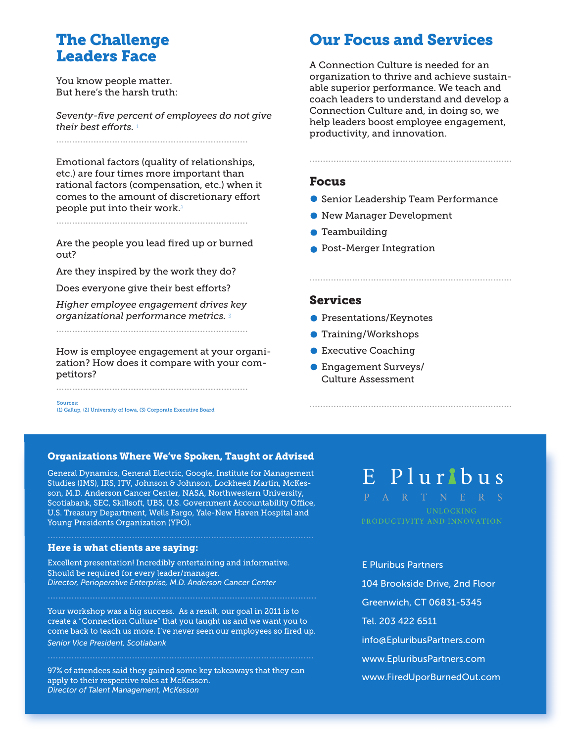## The Challenge Leaders Face

You know people matter.
But here's the harsh truth:

*Seventy-five percent of employees do not give their best efforts.* [1]

Emotional factors (quality of relationships, etc.) are four times more important than rational factors (compensation, etc.) when it comes to the amount of discretionary effort people put into their work.[2]

Are the people you lead fired up or burned out?

Are they inspired by the work they do?

Does everyone give their best efforts?

*Higher employee engagement drives key organizational performance metrics.* [3]

How is employee engagement at your organization? How does it compare with your competitors?

Sources:
(1) Gallup, (2) University of Iowa, (3) Corporate Executive Board

## Our Focus and Services

A Connection Culture is needed for an organization to thrive and achieve sustainable superior performance. We teach and coach leaders to understand and develop a Connection Culture and, in doing so, we help leaders boost employee engagement, productivity, and innovation.

### Focus

- Senior Leadership Team Performance
- New Manager Development
- Teambuilding
- Post-Merger Integration

### Services

- Presentations/Keynotes
- Training/Workshops
- Executive Coaching
- Engagement Surveys/ Culture Assessment

### Organizations Where We've Spoken, Taught or Advised

General Dynamics, General Electric, Google, Institute for Management Studies (IMS), IRS, ITV, Johnson & Johnson, Lockheed Martin, McKesson, M.D. Anderson Cancer Center, NASA, Northwestern University, Scotiabank, SEC, Skillsoft, UBS, U.S. Government Accountability Office, U.S. Treasury Department, Wells Fargo, Yale-New Haven Hospital and Young Presidents Organization (YPO).

### Here is what clients are saying:

Excellent presentation! Incredibly entertaining and informative. Should be required for every leader/manager.
*Director, Perioperative Enterprise, M.D. Anderson Cancer Center*

Your workshop was a big success. As a result, our goal in 2011 is to create a "Connection Culture" that you taught us and we want you to come back to teach us more. I've never seen our employees so fired up.
*Senior Vice President, Scotiabank*

97% of attendees said they gained some key takeaways that they can apply to their respective roles at McKesson.
*Director of Talent Management, McKesson*

E Pluribus
PARTNERS
UNLOCKING
PRODUCTIVITY AND INNOVATION

E Pluribus Partners
104 Brookside Drive, 2nd Floor
Greenwich, CT 06831-5345
Tel. 203 422 6511
info@EpluribusPartners.com
www.EpluribusPartners.com
www.FiredUporBurnedOut.com